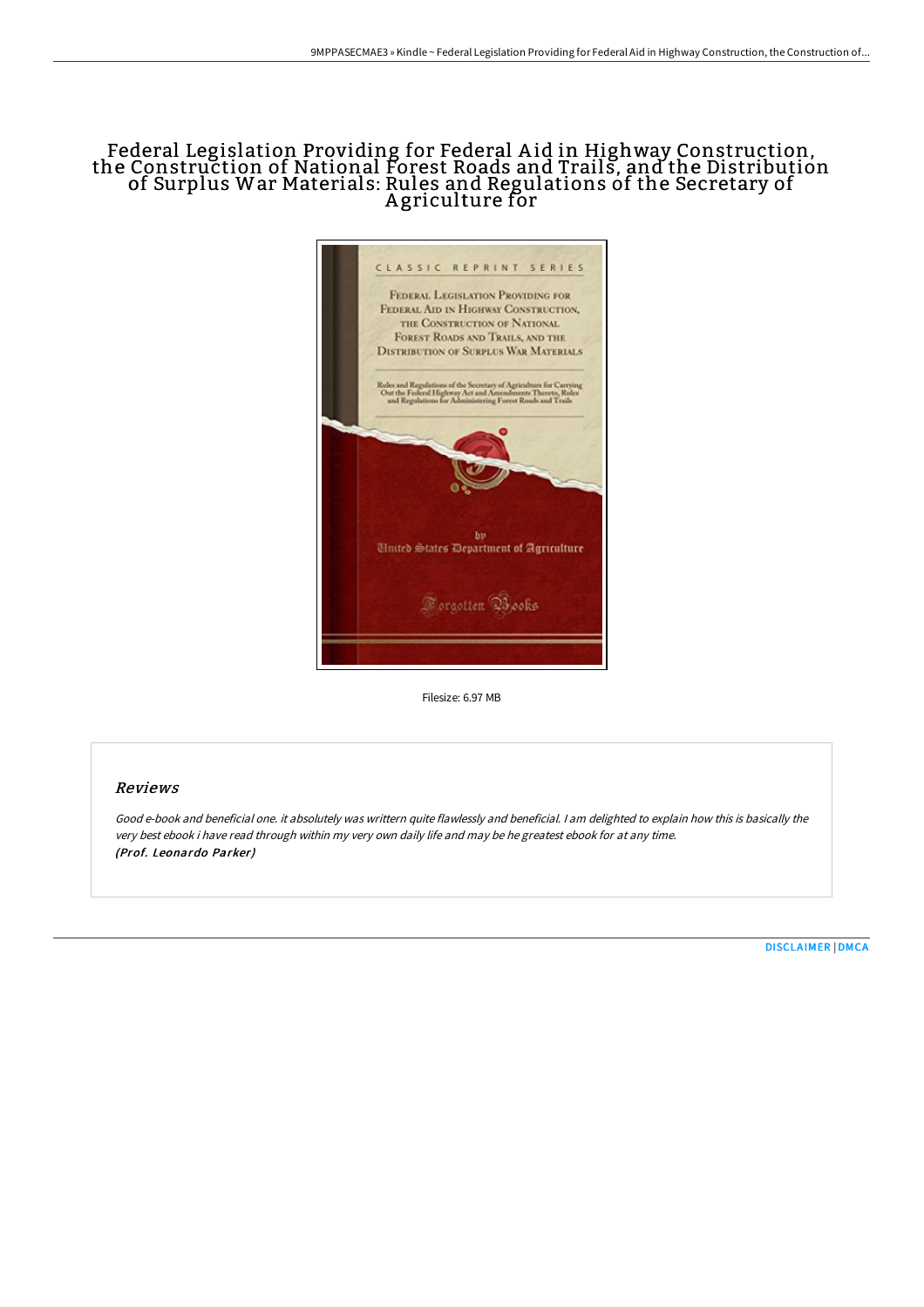# Federal Legislation Providing for Federal Aid in Highway Construction, the Construction of National Forest Roads and Trails, and the Distribution of Surplus War Materials: Rules and Regulations of the Secretary of Agriculture for

Filesize: 6.97 MB

## Reviews

*Good e-book and beneficial one. it absolutely was writtern quite flawlessly and beneficial. I am delighted to explain how this is basically the very best ebook i have read through within my very own daily life and may be he greatest ebook for at any time.*
***(Prof. Leonardo Parker)***

[DISCLAIMER](#) | [DMCA](#)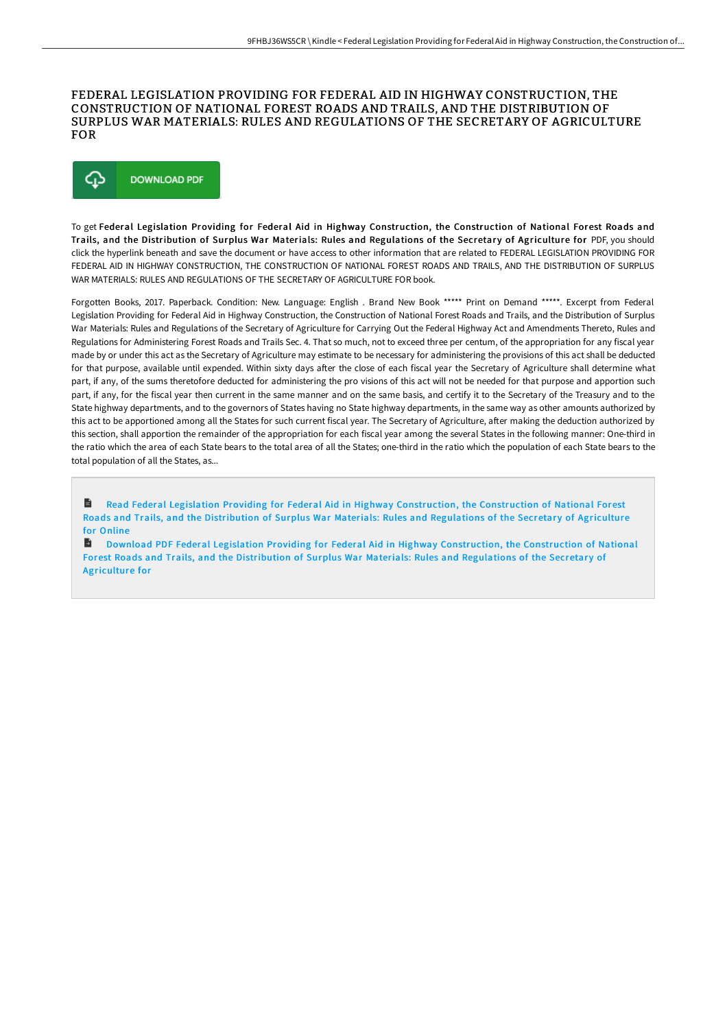# FEDERAL LEGISLATION PROVIDING FOR FEDERAL AID IN HIGHWAY CONSTRUCTION, THE CONSTRUCTION OF NATIONAL FOREST ROADS AND TRAILS, AND THE DISTRIBUTION OF SURPLUS WAR MATERIALS: RULES AND REGULATIONS OF THE SECRETARY OF AGRICULTURE FOR

DOWNLOAD PDF

To get **Federal Legislation Providing for Federal Aid in Highway Construction, the Construction of National Forest Roads and Trails, and the Distribution of Surplus War Materials: Rules and Regulations of the Secretary of Agriculture for** PDF, you should click the hyperlink beneath and save the document or have access to other information that are related to FEDERAL LEGISLATION PROVIDING FOR FEDERAL AID IN HIGHWAY CONSTRUCTION, THE CONSTRUCTION OF NATIONAL FOREST ROADS AND TRAILS, AND THE DISTRIBUTION OF SURPLUS WAR MATERIALS: RULES AND REGULATIONS OF THE SECRETARY OF AGRICULTURE FOR book.

Forgotten Books, 2017. Paperback. Condition: New. Language: English . Brand New Book ***** Print on Demand *****. Excerpt from Federal Legislation Providing for Federal Aid in Highway Construction, the Construction of National Forest Roads and Trails, and the Distribution of Surplus War Materials: Rules and Regulations of the Secretary of Agriculture for Carrying Out the Federal Highway Act and Amendments Thereto, Rules and Regulations for Administering Forest Roads and Trails Sec. 4. That so much, not to exceed three per centum, of the appropriation for any fiscal year made by or under this act as the Secretary of Agriculture may estimate to be necessary for administering the provisions of this act shall be deducted for that purpose, available until expended. Within sixty days after the close of each fiscal year the Secretary of Agriculture shall determine what part, if any, of the sums theretofore deducted for administering the pro visions of this act will not be needed for that purpose and apportion such part, if any, for the fiscal year then current in the same manner and on the same basis, and certify it to the Secretary of the Treasury and to the State highway departments, and to the governors of States having no State highway departments, in the same way as other amounts authorized by this act to be apportioned among all the States for such current fiscal year. The Secretary of Agriculture, after making the deduction authorized by this section, shall apportion the remainder of the appropriation for each fiscal year among the several States in the following manner: One-third in the ratio which the area of each State bears to the total area of all the States; one-third in the ratio which the population of each State bears to the total population of all the States, as...

Read Federal Legislation Providing for Federal Aid in Highway Construction, the Construction of National Forest Roads and Trails, and the Distribution of Surplus War Materials: Rules and Regulations of the Secretary of Agriculture for Online

Download PDF Federal Legislation Providing for Federal Aid in Highway Construction, the Construction of National Forest Roads and Trails, and the Distribution of Surplus War Materials: Rules and Regulations of the Secretary of Agriculture for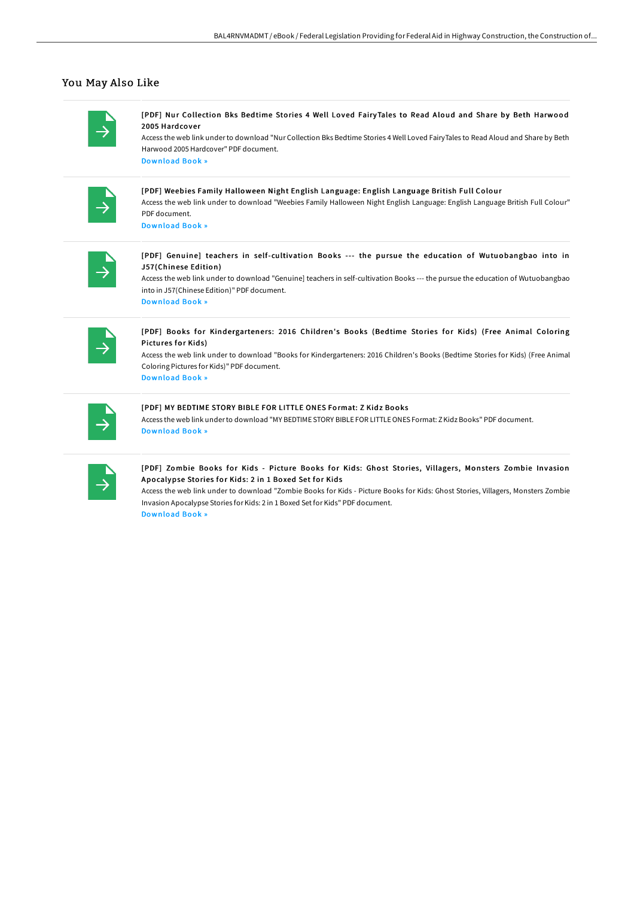## You May Also Like

**[PDF] Nur Collection Bks Bedtime Stories 4 Well Loved FairyTales to Read Aloud and Share by Beth Harwood 2005 Hardcover**

Access the web link under to download "Nur Collection Bks Bedtime Stories 4 Well Loved FairyTales to Read Aloud and Share by Beth Harwood 2005 Hardcover" PDF document.

Download Book »

**[PDF] Weebies Family Halloween Night English Language: English Language British Full Colour**

Access the web link under to download "Weebies Family Halloween Night English Language: English Language British Full Colour" PDF document.

Download Book »

**[PDF] Genuine] teachers in self-cultivation Books --- the pursue the education of Wutuobangbao into in J57(Chinese Edition)**

Access the web link under to download "Genuine] teachers in self-cultivation Books --- the pursue the education of Wutuobangbao into in J57(Chinese Edition)" PDF document.

Download Book »

**[PDF] Books for Kindergarteners: 2016 Children's Books (Bedtime Stories for Kids) (Free Animal Coloring Pictures for Kids)**

Access the web link under to download "Books for Kindergarteners: 2016 Children's Books (Bedtime Stories for Kids) (Free Animal Coloring Pictures for Kids)" PDF document.

Download Book »

**[PDF] MY BEDTIME STORY BIBLE FOR LITTLE ONES Format: Z Kidz Books**

Access the web link under to download "MY BEDTIME STORY BIBLE FOR LITTLE ONES Format: Z Kidz Books" PDF document.

Download Book »

**[PDF] Zombie Books for Kids - Picture Books for Kids: Ghost Stories, Villagers, Monsters Zombie Invasion Apocalypse Stories for Kids: 2 in 1 Boxed Set for Kids**

Access the web link under to download "Zombie Books for Kids - Picture Books for Kids: Ghost Stories, Villagers, Monsters Zombie Invasion Apocalypse Stories for Kids: 2 in 1 Boxed Set for Kids" PDF document.

Download Book »